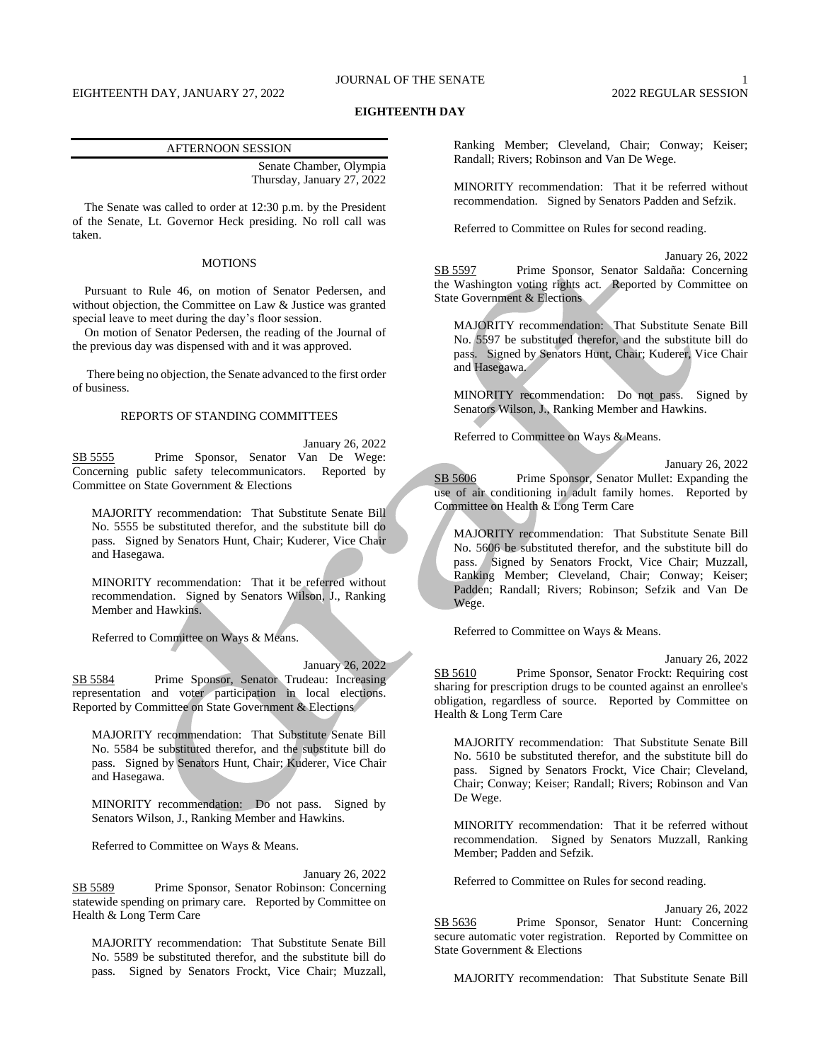# EIGHTEENTH DAY

## AFTERNOON SESSION

Senate Chamber, Olympia
Thursday, January 27, 2022

The Senate was called to order at 12:30 p.m. by the President of the Senate, Lt. Governor Heck presiding. No roll call was taken.

### MOTIONS

Pursuant to Rule 46, on motion of Senator Pedersen, and without objection, the Committee on Law & Justice was granted special leave to meet during the day's floor session.

On motion of Senator Pedersen, the reading of the Journal of the previous day was dispensed with and it was approved.

There being no objection, the Senate advanced to the first order of business.

### REPORTS OF STANDING COMMITTEES

January 26, 2022

SB 5555 Prime Sponsor, Senator Van De Wege: Concerning public safety telecommunicators. Reported by Committee on State Government & Elections

MAJORITY recommendation: That Substitute Senate Bill No. 5555 be substituted therefor, and the substitute bill do pass. Signed by Senators Hunt, Chair; Kuderer, Vice Chair and Hasegawa.

MINORITY recommendation: That it be referred without recommendation. Signed by Senators Wilson, J., Ranking Member and Hawkins.

Referred to Committee on Ways & Means.

January 26, 2022

SB 5584 Prime Sponsor, Senator Trudeau: Increasing representation and voter participation in local elections. Reported by Committee on State Government & Elections

MAJORITY recommendation: That Substitute Senate Bill No. 5584 be substituted therefor, and the substitute bill do pass. Signed by Senators Hunt, Chair; Kuderer, Vice Chair and Hasegawa.

MINORITY recommendation: Do not pass. Signed by Senators Wilson, J., Ranking Member and Hawkins.

Referred to Committee on Ways & Means.

January 26, 2022

SB 5589 Prime Sponsor, Senator Robinson: Concerning statewide spending on primary care. Reported by Committee on Health & Long Term Care

MAJORITY recommendation: That Substitute Senate Bill No. 5589 be substituted therefor, and the substitute bill do pass. Signed by Senators Frockt, Vice Chair; Muzzall, Ranking Member; Cleveland, Chair; Conway; Keiser; Randall; Rivers; Robinson and Van De Wege.

MINORITY recommendation: That it be referred without recommendation. Signed by Senators Padden and Sefzik.

Referred to Committee on Rules for second reading.

January 26, 2022

SB 5597 Prime Sponsor, Senator Saldaña: Concerning the Washington voting rights act. Reported by Committee on State Government & Elections

MAJORITY recommendation: That Substitute Senate Bill No. 5597 be substituted therefor, and the substitute bill do pass. Signed by Senators Hunt, Chair; Kuderer, Vice Chair and Hasegawa.

MINORITY recommendation: Do not pass. Signed by Senators Wilson, J., Ranking Member and Hawkins.

Referred to Committee on Ways & Means.

January 26, 2022

SB 5606 Prime Sponsor, Senator Mullet: Expanding the use of air conditioning in adult family homes. Reported by Committee on Health & Long Term Care

MAJORITY recommendation: That Substitute Senate Bill No. 5606 be substituted therefor, and the substitute bill do pass. Signed by Senators Frockt, Vice Chair; Muzzall, Ranking Member; Cleveland, Chair; Conway; Keiser; Padden; Randall; Rivers; Robinson; Sefzik and Van De Wege.

Referred to Committee on Ways & Means.

January 26, 2022

SB 5610 Prime Sponsor, Senator Frockt: Requiring cost sharing for prescription drugs to be counted against an enrollee's obligation, regardless of source. Reported by Committee on Health & Long Term Care

MAJORITY recommendation: That Substitute Senate Bill No. 5610 be substituted therefor, and the substitute bill do pass. Signed by Senators Frockt, Vice Chair; Cleveland, Chair; Conway; Keiser; Randall; Rivers; Robinson and Van De Wege.

MINORITY recommendation: That it be referred without recommendation. Signed by Senators Muzzall, Ranking Member; Padden and Sefzik.

Referred to Committee on Rules for second reading.

January 26, 2022

SB 5636 Prime Sponsor, Senator Hunt: Concerning secure automatic voter registration. Reported by Committee on State Government & Elections

MAJORITY recommendation: That Substitute Senate Bill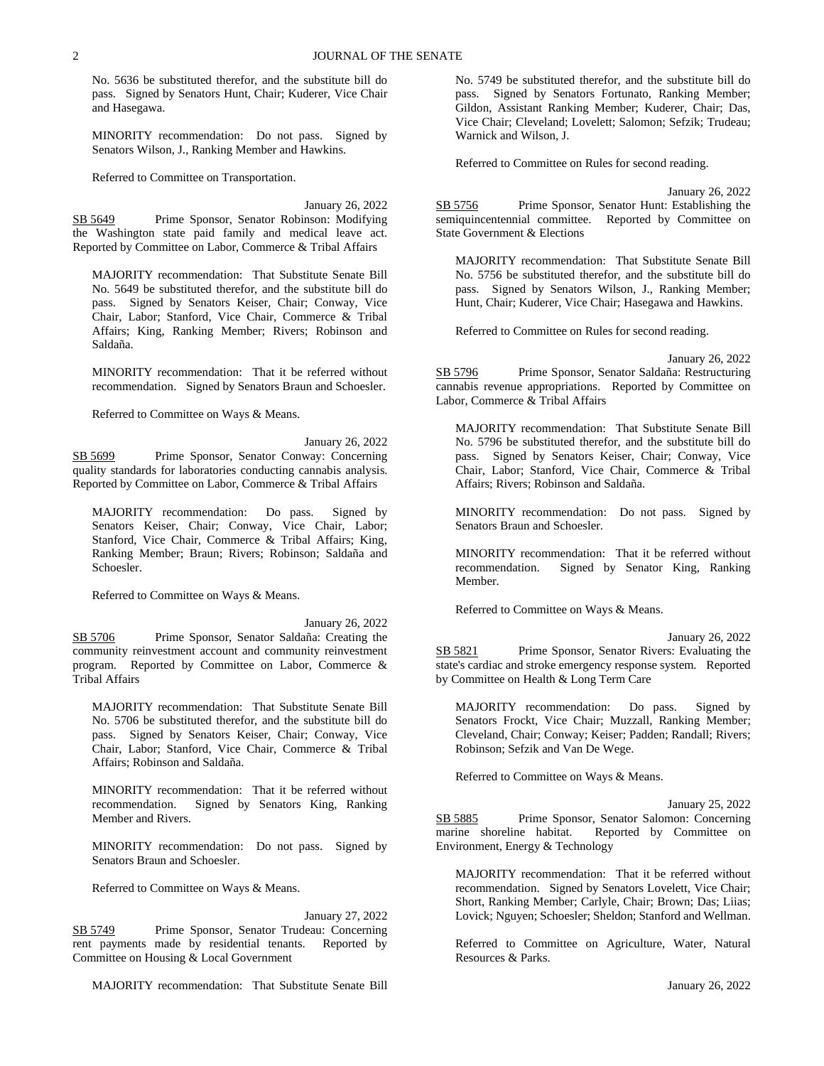No. 5636 be substituted therefor, and the substitute bill do pass. Signed by Senators Hunt, Chair; Kuderer, Vice Chair and Hasegawa.

MINORITY recommendation: Do not pass. Signed by Senators Wilson, J., Ranking Member and Hawkins.

Referred to Committee on Transportation.

January 26, 2022

SB 5649 Prime Sponsor, Senator Robinson: Modifying the Washington state paid family and medical leave act. Reported by Committee on Labor, Commerce & Tribal Affairs

MAJORITY recommendation: That Substitute Senate Bill No. 5649 be substituted therefor, and the substitute bill do pass. Signed by Senators Keiser, Chair; Conway, Vice Chair, Labor; Stanford, Vice Chair, Commerce & Tribal Affairs; King, Ranking Member; Rivers; Robinson and Saldaña.

MINORITY recommendation: That it be referred without recommendation. Signed by Senators Braun and Schoesler.

Referred to Committee on Ways & Means.

January 26, 2022

SB 5699 Prime Sponsor, Senator Conway: Concerning quality standards for laboratories conducting cannabis analysis. Reported by Committee on Labor, Commerce & Tribal Affairs

MAJORITY recommendation: Do pass. Signed by Senators Keiser, Chair; Conway, Vice Chair, Labor; Stanford, Vice Chair, Commerce & Tribal Affairs; King, Ranking Member; Braun; Rivers; Robinson; Saldaña and Schoesler.

Referred to Committee on Ways & Means.

January 26, 2022

SB 5706 Prime Sponsor, Senator Saldaña: Creating the community reinvestment account and community reinvestment program. Reported by Committee on Labor, Commerce & Tribal Affairs

MAJORITY recommendation: That Substitute Senate Bill No. 5706 be substituted therefor, and the substitute bill do pass. Signed by Senators Keiser, Chair; Conway, Vice Chair, Labor; Stanford, Vice Chair, Commerce & Tribal Affairs; Robinson and Saldaña.

MINORITY recommendation: That it be referred without recommendation. Signed by Senators King, Ranking Member and Rivers.

MINORITY recommendation: Do not pass. Signed by Senators Braun and Schoesler.

Referred to Committee on Ways & Means.

January 27, 2022

SB 5749 Prime Sponsor, Senator Trudeau: Concerning rent payments made by residential tenants. Reported by Committee on Housing & Local Government

MAJORITY recommendation: That Substitute Senate Bill No. 5749 be substituted therefor, and the substitute bill do pass. Signed by Senators Fortunato, Ranking Member; Gildon, Assistant Ranking Member; Kuderer, Chair; Das, Vice Chair; Cleveland; Lovelett; Salomon; Sefzik; Trudeau; Warnick and Wilson, J.

Referred to Committee on Rules for second reading.

January 26, 2022

SB 5756 Prime Sponsor, Senator Hunt: Establishing the semiquincentennial committee. Reported by Committee on State Government & Elections

MAJORITY recommendation: That Substitute Senate Bill No. 5756 be substituted therefor, and the substitute bill do pass. Signed by Senators Wilson, J., Ranking Member; Hunt, Chair; Kuderer, Vice Chair; Hasegawa and Hawkins.

Referred to Committee on Rules for second reading.

January 26, 2022

SB 5796 Prime Sponsor, Senator Saldaña: Restructuring cannabis revenue appropriations. Reported by Committee on Labor, Commerce & Tribal Affairs

MAJORITY recommendation: That Substitute Senate Bill No. 5796 be substituted therefor, and the substitute bill do pass. Signed by Senators Keiser, Chair; Conway, Vice Chair, Labor; Stanford, Vice Chair, Commerce & Tribal Affairs; Rivers; Robinson and Saldaña.

MINORITY recommendation: Do not pass. Signed by Senators Braun and Schoesler.

MINORITY recommendation: That it be referred without recommendation. Signed by Senator King, Ranking Member.

Referred to Committee on Ways & Means.

January 26, 2022

SB 5821 Prime Sponsor, Senator Rivers: Evaluating the state's cardiac and stroke emergency response system. Reported by Committee on Health & Long Term Care

MAJORITY recommendation: Do pass. Signed by Senators Frockt, Vice Chair; Muzzall, Ranking Member; Cleveland, Chair; Conway; Keiser; Padden; Randall; Rivers; Robinson; Sefzik and Van De Wege.

Referred to Committee on Ways & Means.

January 25, 2022

SB 5885 Prime Sponsor, Senator Salomon: Concerning marine shoreline habitat. Reported by Committee on Environment, Energy & Technology

MAJORITY recommendation: That it be referred without recommendation. Signed by Senators Lovelett, Vice Chair; Short, Ranking Member; Carlyle, Chair; Brown; Das; Liias; Lovick; Nguyen; Schoesler; Sheldon; Stanford and Wellman.

Referred to Committee on Agriculture, Water, Natural Resources & Parks.

January 26, 2022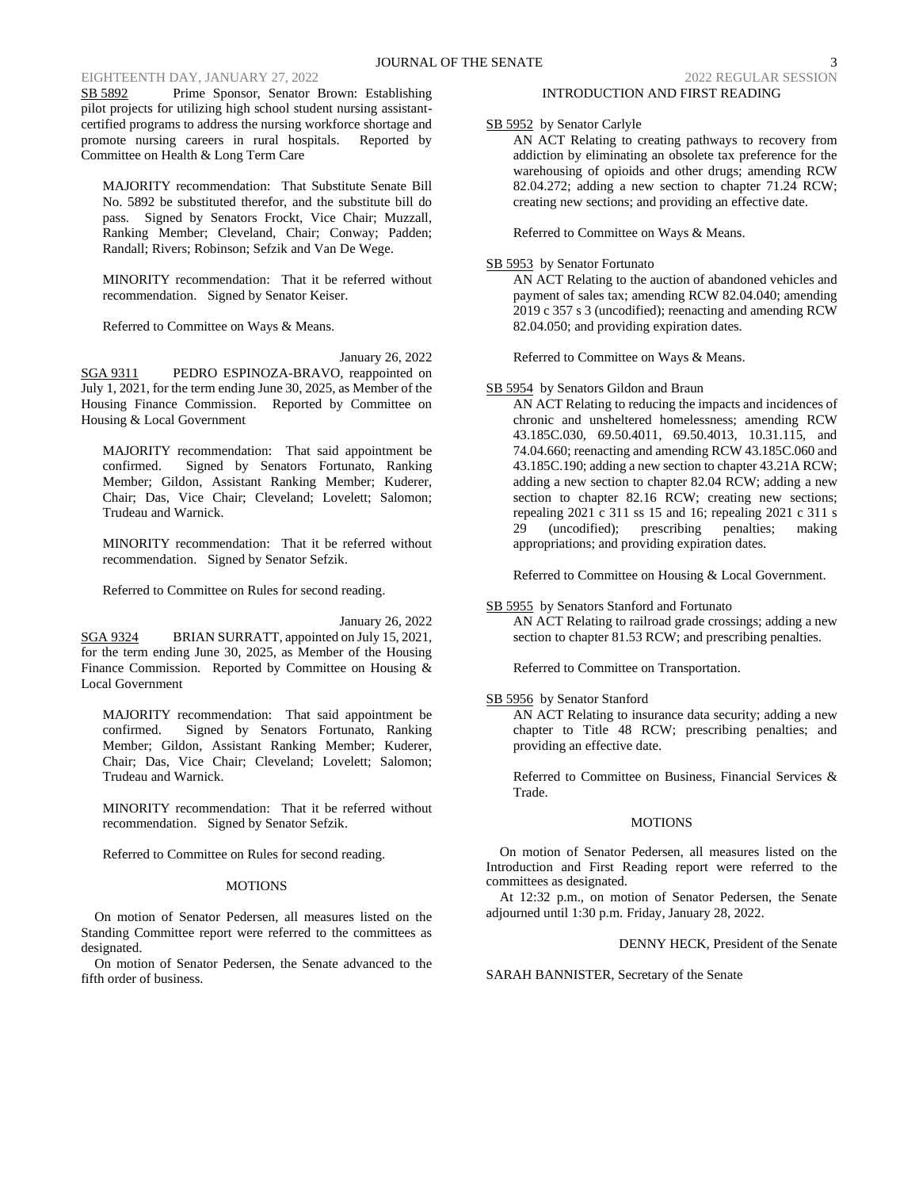SB 5892 Prime Sponsor, Senator Brown: Establishing pilot projects for utilizing high school student nursing assistant-certified programs to address the nursing workforce shortage and promote nursing careers in rural hospitals. Reported by Committee on Health & Long Term Care

MAJORITY recommendation: That Substitute Senate Bill No. 5892 be substituted therefor, and the substitute bill do pass. Signed by Senators Frockt, Vice Chair; Muzzall, Ranking Member; Cleveland, Chair; Conway; Padden; Randall; Rivers; Robinson; Sefzik and Van De Wege.

MINORITY recommendation: That it be referred without recommendation. Signed by Senator Keiser.

Referred to Committee on Ways & Means.

January 26, 2022

SGA 9311 PEDRO ESPINOZA-BRAVO, reappointed on July 1, 2021, for the term ending June 30, 2025, as Member of the Housing Finance Commission. Reported by Committee on Housing & Local Government

MAJORITY recommendation: That said appointment be confirmed. Signed by Senators Fortunato, Ranking Member; Gildon, Assistant Ranking Member; Kuderer, Chair; Das, Vice Chair; Cleveland; Lovelett; Salomon; Trudeau and Warnick.

MINORITY recommendation: That it be referred without recommendation. Signed by Senator Sefzik.

Referred to Committee on Rules for second reading.

January 26, 2022

SGA 9324 BRIAN SURRATT, appointed on July 15, 2021, for the term ending June 30, 2025, as Member of the Housing Finance Commission. Reported by Committee on Housing & Local Government

MAJORITY recommendation: That said appointment be confirmed. Signed by Senators Fortunato, Ranking Member; Gildon, Assistant Ranking Member; Kuderer, Chair; Das, Vice Chair; Cleveland; Lovelett; Salomon; Trudeau and Warnick.

MINORITY recommendation: That it be referred without recommendation. Signed by Senator Sefzik.

Referred to Committee on Rules for second reading.

## MOTIONS

On motion of Senator Pedersen, all measures listed on the Standing Committee report were referred to the committees as designated.

On motion of Senator Pedersen, the Senate advanced to the fifth order of business.

## INTRODUCTION AND FIRST READING

SB 5952 by Senator Carlyle

AN ACT Relating to creating pathways to recovery from addiction by eliminating an obsolete tax preference for the warehousing of opioids and other drugs; amending RCW 82.04.272; adding a new section to chapter 71.24 RCW; creating new sections; and providing an effective date.

Referred to Committee on Ways & Means.

SB 5953 by Senator Fortunato

AN ACT Relating to the auction of abandoned vehicles and payment of sales tax; amending RCW 82.04.040; amending 2019 c 357 s 3 (uncodified); reenacting and amending RCW 82.04.050; and providing expiration dates.

Referred to Committee on Ways & Means.

SB 5954 by Senators Gildon and Braun

AN ACT Relating to reducing the impacts and incidences of chronic and unsheltered homelessness; amending RCW 43.185C.030, 69.50.4011, 69.50.4013, 10.31.115, and 74.04.660; reenacting and amending RCW 43.185C.060 and 43.185C.190; adding a new section to chapter 43.21A RCW; adding a new section to chapter 82.04 RCW; adding a new section to chapter 82.16 RCW; creating new sections; repealing 2021 c 311 ss 15 and 16; repealing 2021 c 311 s 29 (uncodified); prescribing penalties; making appropriations; and providing expiration dates.

Referred to Committee on Housing & Local Government.

SB 5955 by Senators Stanford and Fortunato

AN ACT Relating to railroad grade crossings; adding a new section to chapter 81.53 RCW; and prescribing penalties.

Referred to Committee on Transportation.

SB 5956 by Senator Stanford

AN ACT Relating to insurance data security; adding a new chapter to Title 48 RCW; prescribing penalties; and providing an effective date.

Referred to Committee on Business, Financial Services & Trade.

## MOTIONS

On motion of Senator Pedersen, all measures listed on the Introduction and First Reading report were referred to the committees as designated.

At 12:32 p.m., on motion of Senator Pedersen, the Senate adjourned until 1:30 p.m. Friday, January 28, 2022.

DENNY HECK, President of the Senate

SARAH BANNISTER, Secretary of the Senate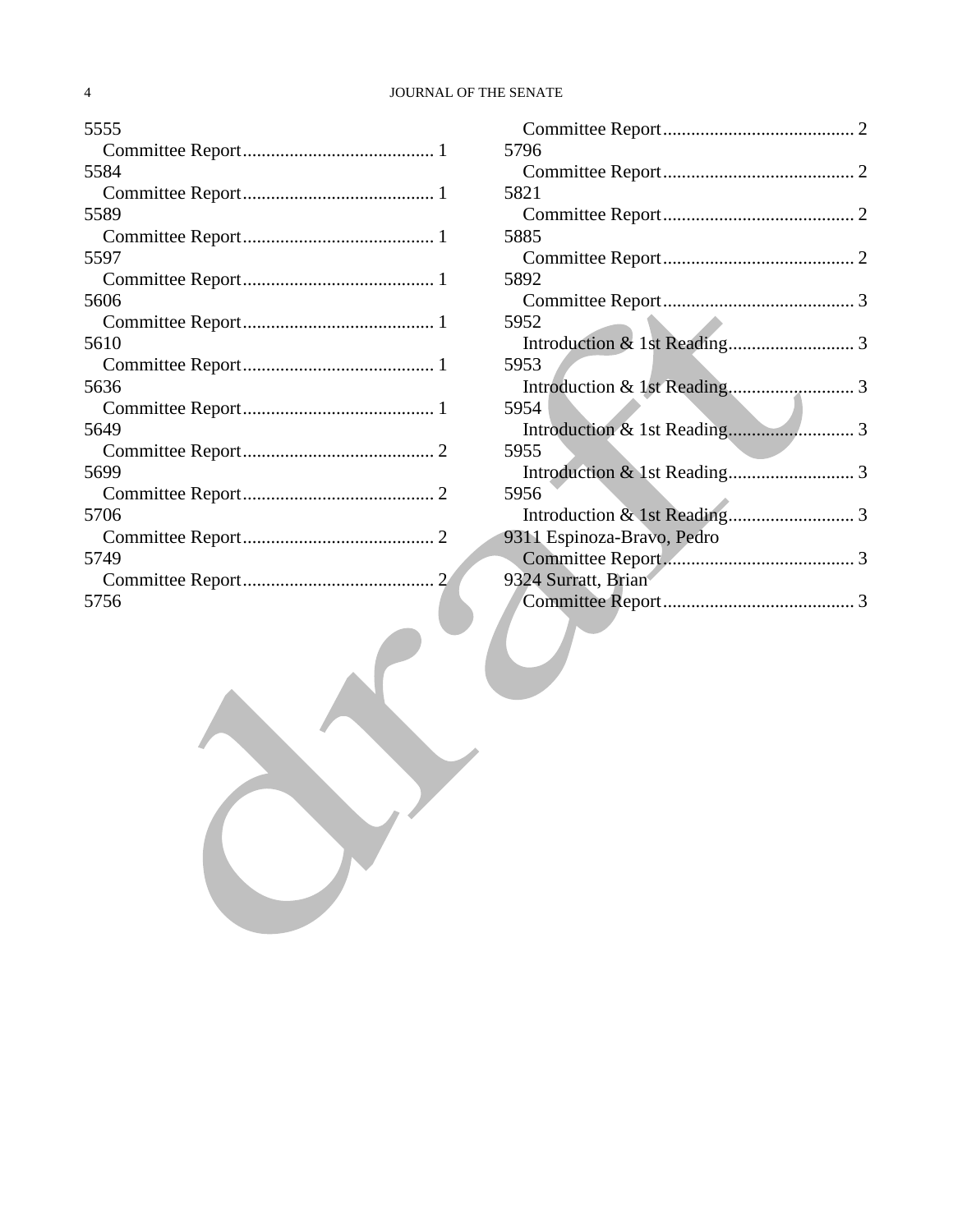5555
  Committee Report......................................... 1
5584
  Committee Report......................................... 1
5589
  Committee Report......................................... 1
5597
  Committee Report......................................... 1
5606
  Committee Report......................................... 1
5610
  Committee Report......................................... 1
5636
  Committee Report......................................... 1
5649
  Committee Report......................................... 2
5699
  Committee Report......................................... 2
5706
  Committee Report......................................... 2
5749
  Committee Report......................................... 2
5756
  Committee Report......................................... 2
5796
  Committee Report......................................... 2
5821
  Committee Report......................................... 2
5885
  Committee Report......................................... 2
5892
  Committee Report......................................... 3
5952
  Introduction & 1st Reading........................... 3
5953
  Introduction & 1st Reading........................... 3
5954
  Introduction & 1st Reading........................... 3
5955
  Introduction & 1st Reading........................... 3
5956
  Introduction & 1st Reading........................... 3
9311 Espinoza-Bravo, Pedro
  Committee Report......................................... 3
9324 Surratt, Brian
  Committee Report......................................... 3